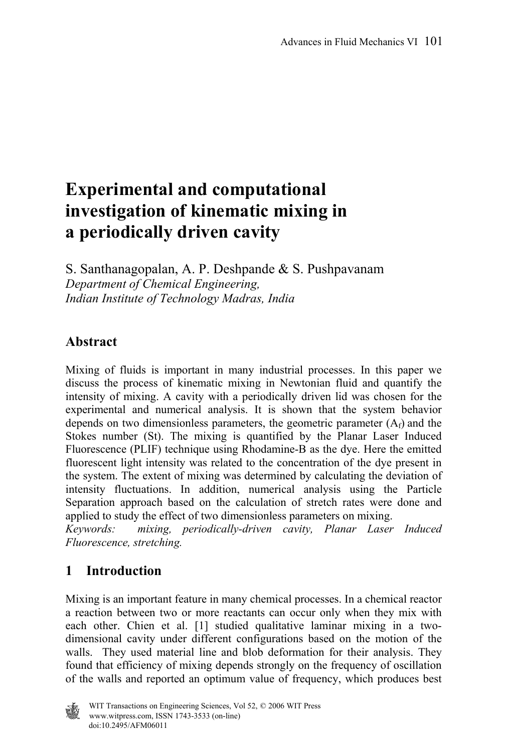# Experimental and computational investigation of kinematic mixing in a periodically driven cavity

S. Santhanagopalan, A. P. Deshpande & S. Pushpavanam

*Department of Chemical Engineering,*
*Indian Institute of Technology Madras, India*

## Abstract

Mixing of fluids is important in many industrial processes. In this paper we discuss the process of kinematic mixing in Newtonian fluid and quantify the intensity of mixing. A cavity with a periodically driven lid was chosen for the experimental and numerical analysis. It is shown that the system behavior depends on two dimensionless parameters, the geometric parameter ($A_f$) and the Stokes number (St). The mixing is quantified by the Planar Laser Induced Fluorescence (PLIF) technique using Rhodamine-B as the dye. Here the emitted fluorescent light intensity was related to the concentration of the dye present in the system. The extent of mixing was determined by calculating the deviation of intensity fluctuations. In addition, numerical analysis using the Particle Separation approach based on the calculation of stretch rates were done and applied to study the effect of two dimensionless parameters on mixing.

*Keywords: mixing, periodically-driven cavity, Planar Laser Induced Fluorescence, stretching.*

## 1 Introduction

Mixing is an important feature in many chemical processes. In a chemical reactor a reaction between two or more reactants can occur only when they mix with each other. Chien et al. [1] studied qualitative laminar mixing in a two-dimensional cavity under different configurations based on the motion of the walls. They used material line and blob deformation for their analysis. They found that efficiency of mixing depends strongly on the frequency of oscillation of the walls and reported an optimum value of frequency, which produces best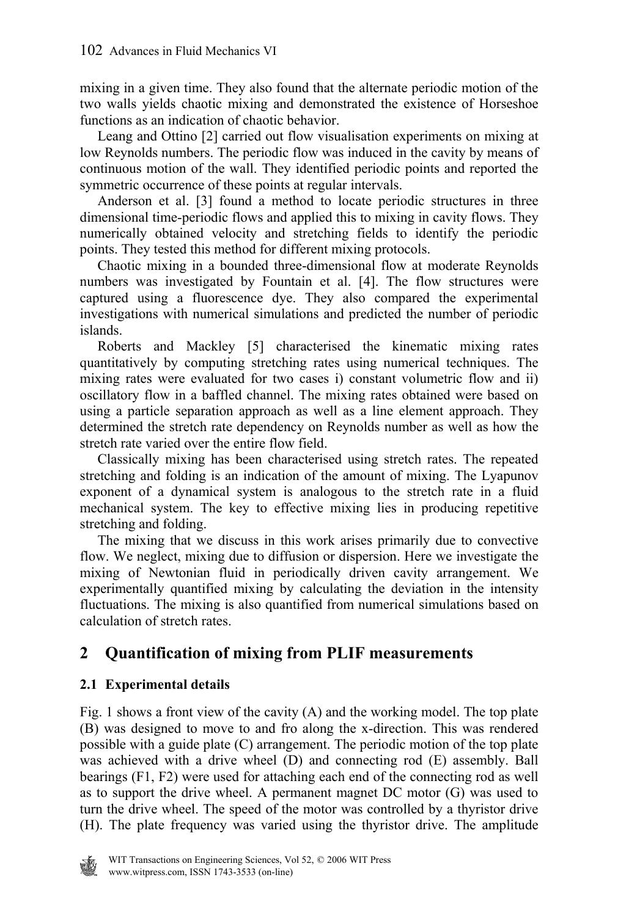mixing in a given time. They also found that the alternate periodic motion of the two walls yields chaotic mixing and demonstrated the existence of Horseshoe functions as an indication of chaotic behavior.

Leang and Ottino [2] carried out flow visualisation experiments on mixing at low Reynolds numbers. The periodic flow was induced in the cavity by means of continuous motion of the wall. They identified periodic points and reported the symmetric occurrence of these points at regular intervals.

Anderson et al. [3] found a method to locate periodic structures in three dimensional time-periodic flows and applied this to mixing in cavity flows. They numerically obtained velocity and stretching fields to identify the periodic points. They tested this method for different mixing protocols.

Chaotic mixing in a bounded three-dimensional flow at moderate Reynolds numbers was investigated by Fountain et al. [4]. The flow structures were captured using a fluorescence dye. They also compared the experimental investigations with numerical simulations and predicted the number of periodic islands.

Roberts and Mackley [5] characterised the kinematic mixing rates quantitatively by computing stretching rates using numerical techniques. The mixing rates were evaluated for two cases i) constant volumetric flow and ii) oscillatory flow in a baffled channel. The mixing rates obtained were based on using a particle separation approach as well as a line element approach. They determined the stretch rate dependency on Reynolds number as well as how the stretch rate varied over the entire flow field.

Classically mixing has been characterised using stretch rates. The repeated stretching and folding is an indication of the amount of mixing. The Lyapunov exponent of a dynamical system is analogous to the stretch rate in a fluid mechanical system. The key to effective mixing lies in producing repetitive stretching and folding.

The mixing that we discuss in this work arises primarily due to convective flow. We neglect, mixing due to diffusion or dispersion. Here we investigate the mixing of Newtonian fluid in periodically driven cavity arrangement. We experimentally quantified mixing by calculating the deviation in the intensity fluctuations. The mixing is also quantified from numerical simulations based on calculation of stretch rates.

## 2 Quantification of mixing from PLIF measurements

### 2.1 Experimental details

Fig. 1 shows a front view of the cavity (A) and the working model. The top plate (B) was designed to move to and fro along the x-direction. This was rendered possible with a guide plate (C) arrangement. The periodic motion of the top plate was achieved with a drive wheel (D) and connecting rod (E) assembly. Ball bearings (F1, F2) were used for attaching each end of the connecting rod as well as to support the drive wheel. A permanent magnet DC motor (G) was used to turn the drive wheel. The speed of the motor was controlled by a thyristor drive (H). The plate frequency was varied using the thyristor drive. The amplitude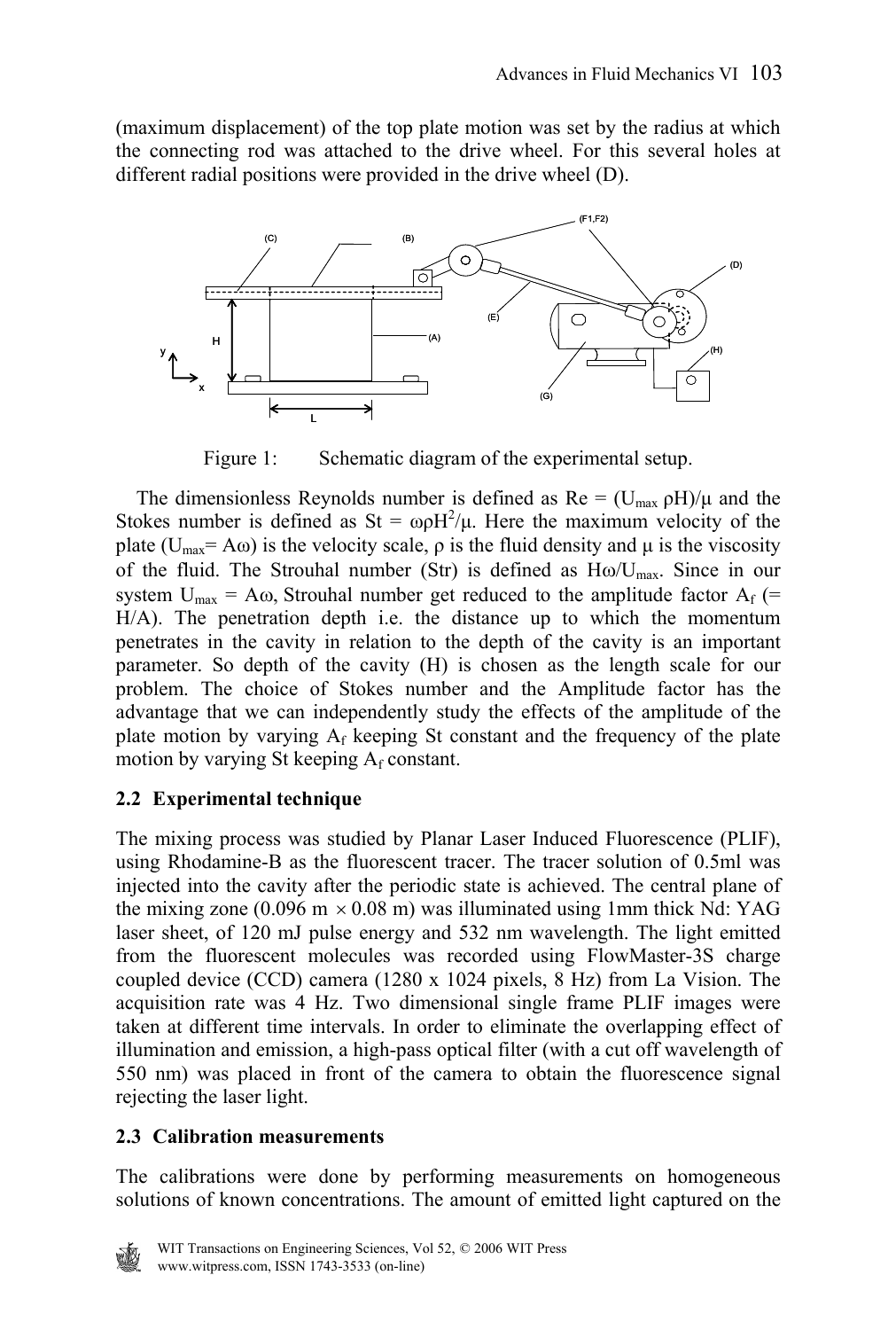(maximum displacement) of the top plate motion was set by the radius at which the connecting rod was attached to the drive wheel. For this several holes at different radial positions were provided in the drive wheel (D).

Figure 1: Schematic diagram of the experimental setup.

The dimensionless Reynolds number is defined as Re = $(U_{max}\,\rho H)/\mu$ and the Stokes number is defined as St = $\omega\rho H^2/\mu$. Here the maximum velocity of the plate ($U_{max} = A\omega$) is the velocity scale, $\rho$ is the fluid density and $\mu$ is the viscosity of the fluid. The Strouhal number (Str) is defined as $H\omega/U_{max}$. Since in our system $U_{max} = A\omega$, Strouhal number get reduced to the amplitude factor $A_f$ (= H/A). The penetration depth i.e. the distance up to which the momentum penetrates in the cavity in relation to the depth of the cavity is an important parameter. So depth of the cavity (H) is chosen as the length scale for our problem. The choice of Stokes number and the Amplitude factor has the advantage that we can independently study the effects of the amplitude of the plate motion by varying $A_f$ keeping St constant and the frequency of the plate motion by varying St keeping $A_f$ constant.

## 2.2 Experimental technique

The mixing process was studied by Planar Laser Induced Fluorescence (PLIF), using Rhodamine-B as the fluorescent tracer. The tracer solution of 0.5ml was injected into the cavity after the periodic state is achieved. The central plane of the mixing zone (0.096 m $\times$ 0.08 m) was illuminated using 1mm thick Nd: YAG laser sheet, of 120 mJ pulse energy and 532 nm wavelength. The light emitted from the fluorescent molecules was recorded using FlowMaster-3S charge coupled device (CCD) camera (1280 x 1024 pixels, 8 Hz) from La Vision. The acquisition rate was 4 Hz. Two dimensional single frame PLIF images were taken at different time intervals. In order to eliminate the overlapping effect of illumination and emission, a high-pass optical filter (with a cut off wavelength of 550 nm) was placed in front of the camera to obtain the fluorescence signal rejecting the laser light.

## 2.3 Calibration measurements

The calibrations were done by performing measurements on homogeneous solutions of known concentrations. The amount of emitted light captured on the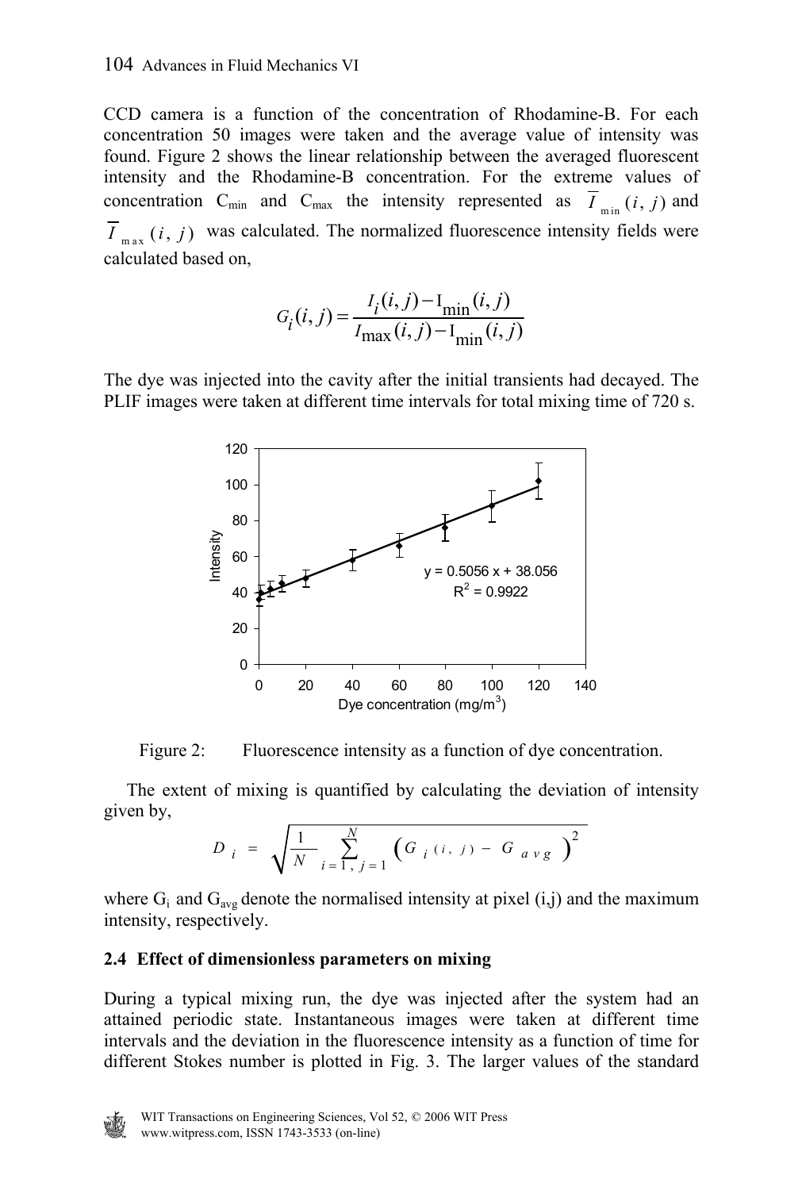CCD camera is a function of the concentration of Rhodamine-B. For each concentration 50 images were taken and the average value of intensity was found. Figure 2 shows the linear relationship between the averaged fluorescent intensity and the Rhodamine-B concentration. For the extreme values of concentration $C_{min}$ and $C_{max}$ the intensity represented as $\overline{I}_{min}(i,j)$ and $\overline{I}_{max}(i,j)$ was calculated. The normalized fluorescence intensity fields were calculated based on,

$$G_i(i,j) = \frac{I_i(i,j) - I_{min}(i,j)}{I_{max}(i,j) - I_{min}(i,j)}$$

The dye was injected into the cavity after the initial transients had decayed. The PLIF images were taken at different time intervals for total mixing time of 720 s.

Figure 2: Fluorescence intensity as a function of dye concentration.

The extent of mixing is quantified by calculating the deviation of intensity given by,

$$D_i = \sqrt{\frac{1}{N} \sum_{i=1,\, j=1}^{N} \left( G_{i\,(i,\,j)} - G_{avg} \right)^2}$$

where $G_i$ and $G_{avg}$ denote the normalised intensity at pixel (i,j) and the maximum intensity, respectively.

### 2.4 Effect of dimensionless parameters on mixing

During a typical mixing run, the dye was injected after the system had an attained periodic state. Instantaneous images were taken at different time intervals and the deviation in the fluorescence intensity as a function of time for different Stokes number is plotted in Fig. 3. The larger values of the standard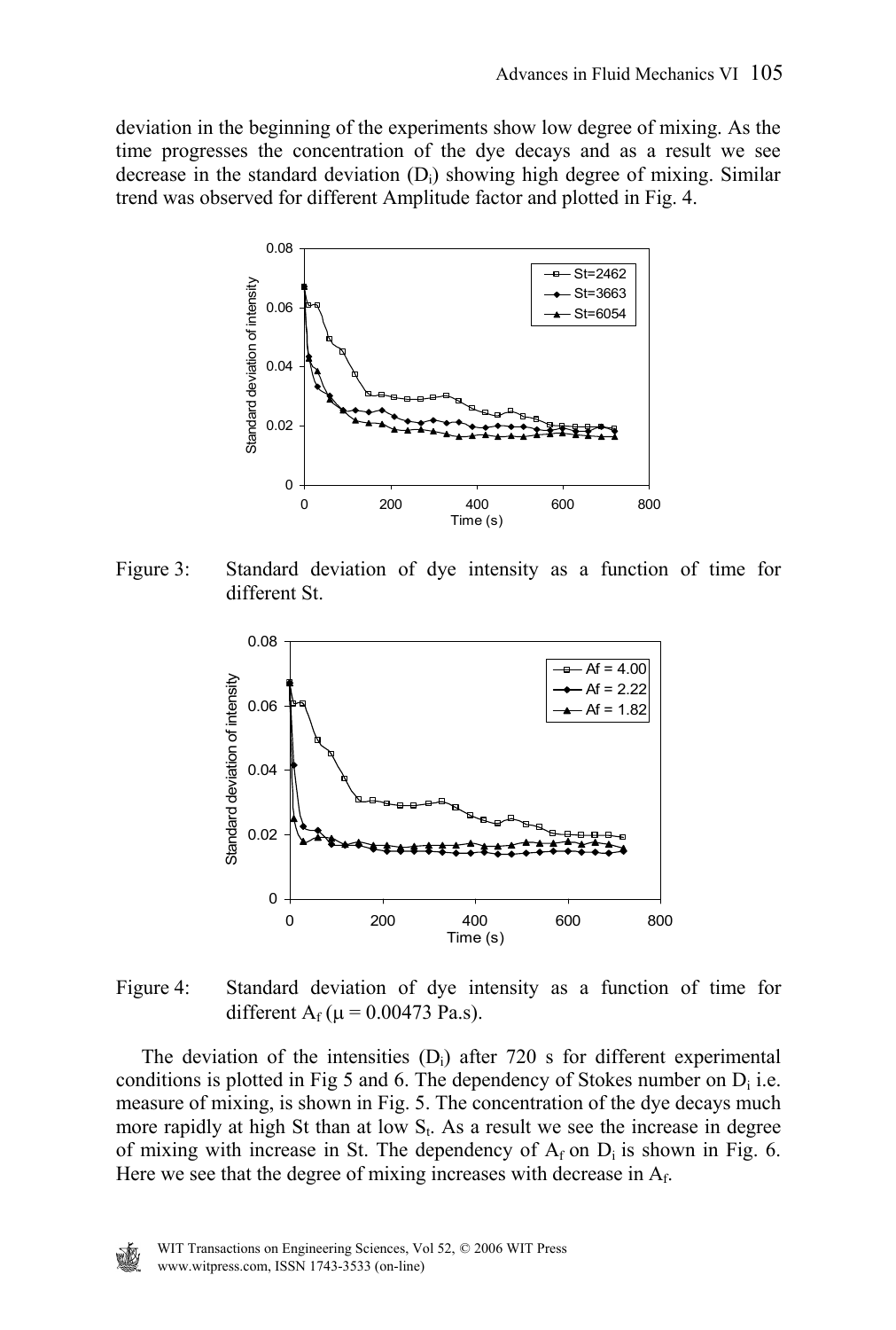deviation in the beginning of the experiments show low degree of mixing. As the time progresses the concentration of the dye decays and as a result we see decrease in the standard deviation ($D_i$) showing high degree of mixing. Similar trend was observed for different Amplitude factor and plotted in Fig. 4.

Figure 3: Standard deviation of dye intensity as a function of time for different St.

Figure 4: Standard deviation of dye intensity as a function of time for different $A_f$ ($\mu$ = 0.00473 Pa.s).

The deviation of the intensities ($D_i$) after 720 s for different experimental conditions is plotted in Fig 5 and 6. The dependency of Stokes number on $D_i$ i.e. measure of mixing, is shown in Fig. 5. The concentration of the dye decays much more rapidly at high St than at low $S_t$. As a result we see the increase in degree of mixing with increase in St. The dependency of $A_f$ on $D_i$ is shown in Fig. 6. Here we see that the degree of mixing increases with decrease in $A_f$.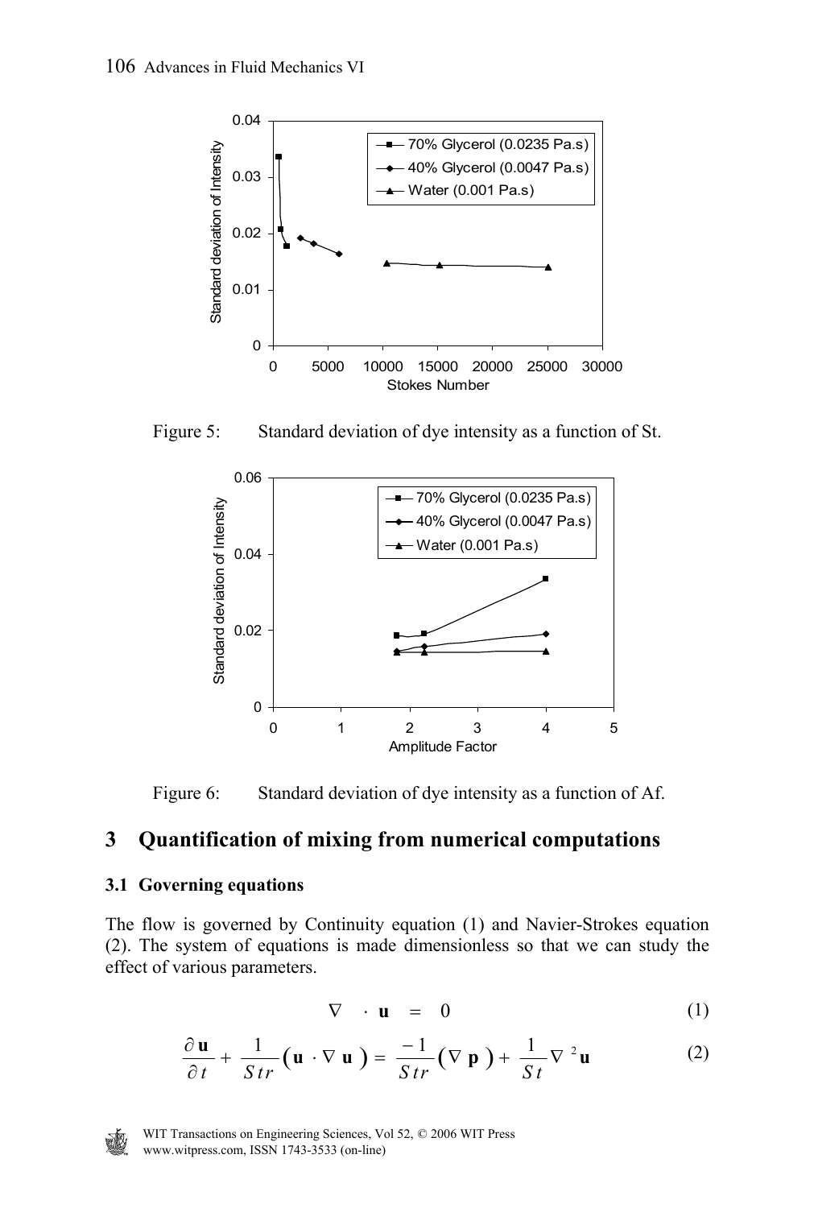Figure 5: Standard deviation of dye intensity as a function of St.

Figure 6: Standard deviation of dye intensity as a function of Af.

## 3 Quantification of mixing from numerical computations

### 3.1 Governing equations

The flow is governed by Continuity equation (1) and Navier-Strokes equation (2). The system of equations is made dimensionless so that we can study the effect of various parameters.

$$\nabla \cdot \mathbf{u} = 0 \tag{1}$$

$$\frac{\partial \mathbf{u}}{\partial t} + \frac{1}{Str}\left(\mathbf{u} \cdot \nabla \mathbf{u}\right) = \frac{-1}{Str}\left(\nabla \mathbf{p}\right) + \frac{1}{St}\nabla^2 \mathbf{u} \tag{2}$$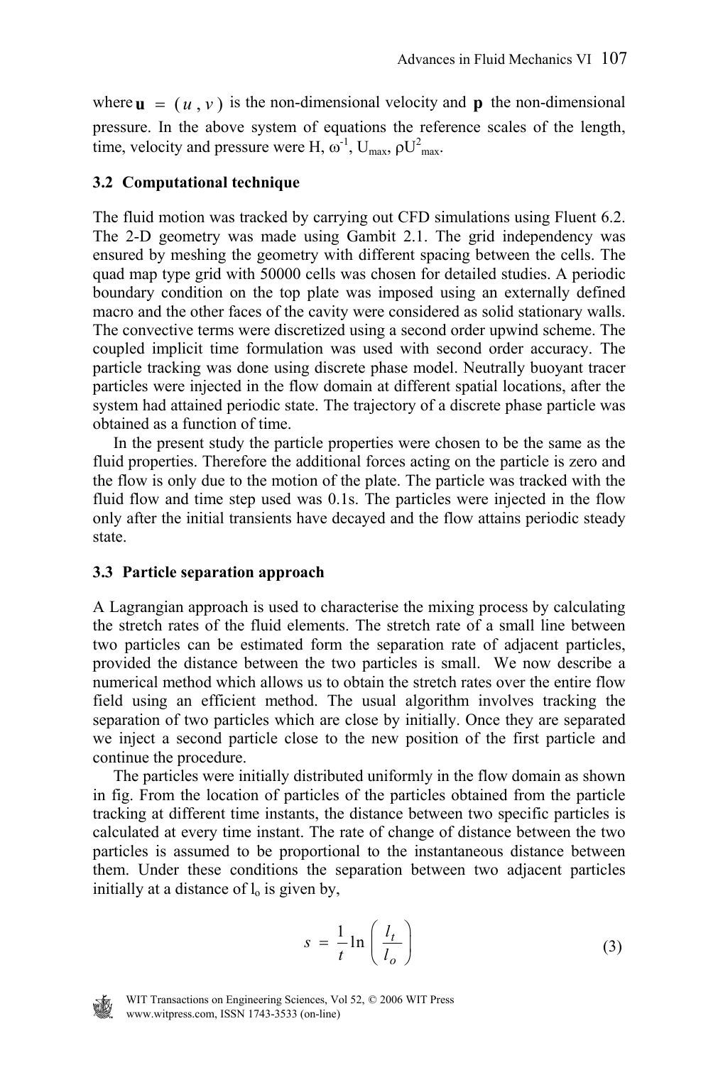where $\mathbf{u} = (u, v)$ is the non-dimensional velocity and $\mathbf{p}$ the non-dimensional pressure. In the above system of equations the reference scales of the length, time, velocity and pressure were H, $\omega^{-1}$, $U_{max}$, $\rho U^2_{max}$.

### 3.2 Computational technique

The fluid motion was tracked by carrying out CFD simulations using Fluent 6.2. The 2-D geometry was made using Gambit 2.1. The grid independency was ensured by meshing the geometry with different spacing between the cells. The quad map type grid with 50000 cells was chosen for detailed studies. A periodic boundary condition on the top plate was imposed using an externally defined macro and the other faces of the cavity were considered as solid stationary walls. The convective terms were discretized using a second order upwind scheme. The coupled implicit time formulation was used with second order accuracy. The particle tracking was done using discrete phase model. Neutrally buoyant tracer particles were injected in the flow domain at different spatial locations, after the system had attained periodic state. The trajectory of a discrete phase particle was obtained as a function of time.

In the present study the particle properties were chosen to be the same as the fluid properties. Therefore the additional forces acting on the particle is zero and the flow is only due to the motion of the plate. The particle was tracked with the fluid flow and time step used was 0.1s. The particles were injected in the flow only after the initial transients have decayed and the flow attains periodic steady state.

### 3.3 Particle separation approach

A Lagrangian approach is used to characterise the mixing process by calculating the stretch rates of the fluid elements. The stretch rate of a small line between two particles can be estimated form the separation rate of adjacent particles, provided the distance between the two particles is small. We now describe a numerical method which allows us to obtain the stretch rates over the entire flow field using an efficient method. The usual algorithm involves tracking the separation of two particles which are close by initially. Once they are separated we inject a second particle close to the new position of the first particle and continue the procedure.

The particles were initially distributed uniformly in the flow domain as shown in fig. From the location of particles of the particles obtained from the particle tracking at different time instants, the distance between two specific particles is calculated at every time instant. The rate of change of distance between the two particles is assumed to be proportional to the instantaneous distance between them. Under these conditions the separation between two adjacent particles initially at a distance of $l_o$ is given by,

$$s = \frac{1}{t} \ln \left( \frac{l_t}{l_o} \right) \tag{3}$$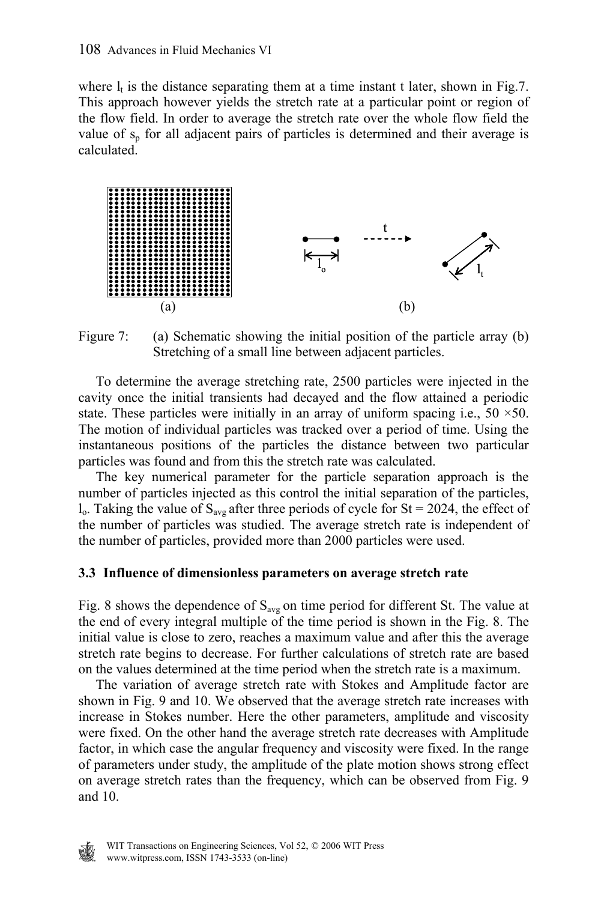where $l_t$ is the distance separating them at a time instant t later, shown in Fig.7. This approach however yields the stretch rate at a particular point or region of the flow field. In order to average the stretch rate over the whole flow field the value of $s_p$ for all adjacent pairs of particles is determined and their average is calculated.

Figure 7: (a) Schematic showing the initial position of the particle array (b) Stretching of a small line between adjacent particles.

To determine the average stretching rate, 2500 particles were injected in the cavity once the initial transients had decayed and the flow attained a periodic state. These particles were initially in an array of uniform spacing i.e., 50 ×50. The motion of individual particles was tracked over a period of time. Using the instantaneous positions of the particles the distance between two particular particles was found and from this the stretch rate was calculated.

The key numerical parameter for the particle separation approach is the number of particles injected as this control the initial separation of the particles, $l_o$. Taking the value of $S_{avg}$ after three periods of cycle for St = 2024, the effect of the number of particles was studied. The average stretch rate is independent of the number of particles, provided more than 2000 particles were used.

### 3.3 Influence of dimensionless parameters on average stretch rate

Fig. 8 shows the dependence of $S_{avg}$ on time period for different St. The value at the end of every integral multiple of the time period is shown in the Fig. 8. The initial value is close to zero, reaches a maximum value and after this the average stretch rate begins to decrease. For further calculations of stretch rate are based on the values determined at the time period when the stretch rate is a maximum.

The variation of average stretch rate with Stokes and Amplitude factor are shown in Fig. 9 and 10. We observed that the average stretch rate increases with increase in Stokes number. Here the other parameters, amplitude and viscosity were fixed. On the other hand the average stretch rate decreases with Amplitude factor, in which case the angular frequency and viscosity were fixed. In the range of parameters under study, the amplitude of the plate motion shows strong effect on average stretch rates than the frequency, which can be observed from Fig. 9 and 10.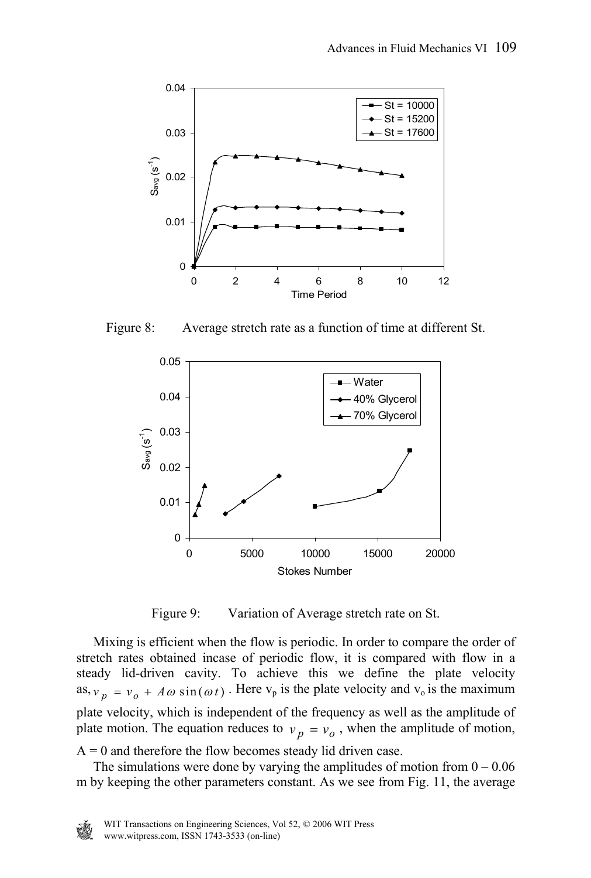Figure 8: Average stretch rate as a function of time at different St.

Figure 9: Variation of Average stretch rate on St.

Mixing is efficient when the flow is periodic. In order to compare the order of stretch rates obtained incase of periodic flow, it is compared with flow in a steady lid-driven cavity. To achieve this we define the plate velocity as, $v_p = v_o + A\omega \sin(\omega t)$. Here $v_p$ is the plate velocity and $v_o$ is the maximum plate velocity, which is independent of the frequency as well as the amplitude of plate motion. The equation reduces to $v_p = v_o$, when the amplitude of motion, $A = 0$ and therefore the flow becomes steady lid driven case.

The simulations were done by varying the amplitudes of motion from 0 – 0.06 m by keeping the other parameters constant. As we see from Fig. 11, the average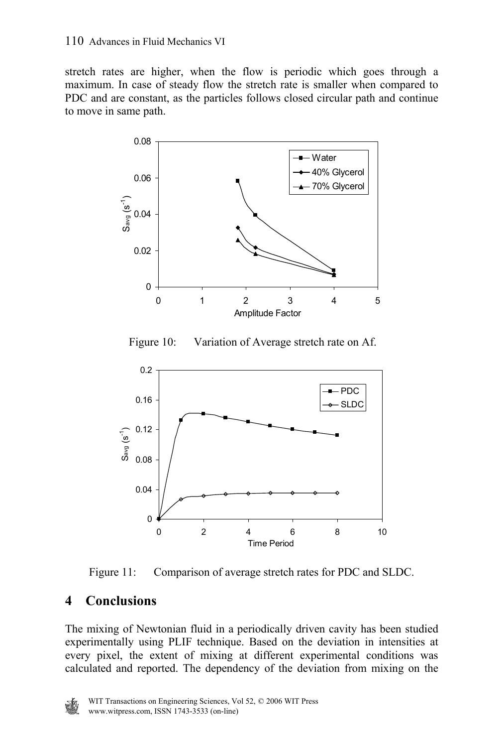stretch rates are higher, when the flow is periodic which goes through a maximum. In case of steady flow the stretch rate is smaller when compared to PDC and are constant, as the particles follows closed circular path and continue to move in same path.

Figure 10: Variation of Average stretch rate on Af.

Figure 11: Comparison of average stretch rates for PDC and SLDC.

## 4 Conclusions

The mixing of Newtonian fluid in a periodically driven cavity has been studied experimentally using PLIF technique. Based on the deviation in intensities at every pixel, the extent of mixing at different experimental conditions was calculated and reported. The dependency of the deviation from mixing on the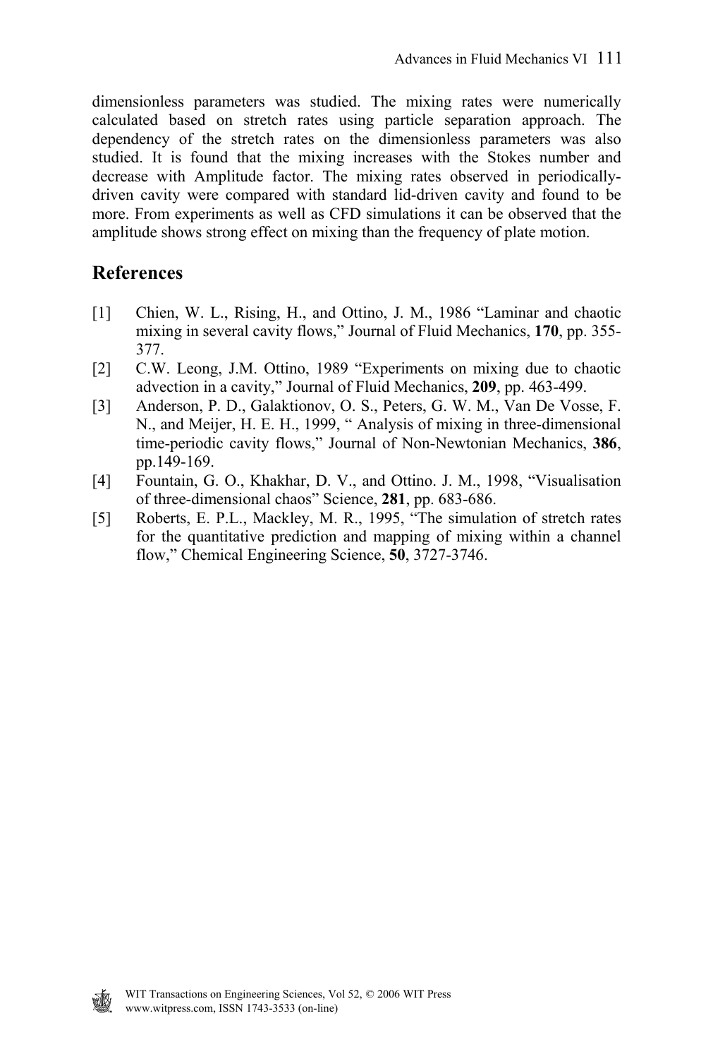dimensionless parameters was studied. The mixing rates were numerically calculated based on stretch rates using particle separation approach. The dependency of the stretch rates on the dimensionless parameters was also studied. It is found that the mixing increases with the Stokes number and decrease with Amplitude factor. The mixing rates observed in periodically-driven cavity were compared with standard lid-driven cavity and found to be more. From experiments as well as CFD simulations it can be observed that the amplitude shows strong effect on mixing than the frequency of plate motion.

## References

[1] Chien, W. L., Rising, H., and Ottino, J. M., 1986 "Laminar and chaotic mixing in several cavity flows," Journal of Fluid Mechanics, **170**, pp. 355-377.

[2] C.W. Leong, J.M. Ottino, 1989 "Experiments on mixing due to chaotic advection in a cavity," Journal of Fluid Mechanics, **209**, pp. 463-499.

[3] Anderson, P. D., Galaktionov, O. S., Peters, G. W. M., Van De Vosse, F. N., and Meijer, H. E. H., 1999, " Analysis of mixing in three-dimensional time-periodic cavity flows," Journal of Non-Newtonian Mechanics, **386**, pp.149-169.

[4] Fountain, G. O., Khakhar, D. V., and Ottino. J. M., 1998, "Visualisation of three-dimensional chaos" Science, **281**, pp. 683-686.

[5] Roberts, E. P.L., Mackley, M. R., 1995, "The simulation of stretch rates for the quantitative prediction and mapping of mixing within a channel flow," Chemical Engineering Science, **50**, 3727-3746.